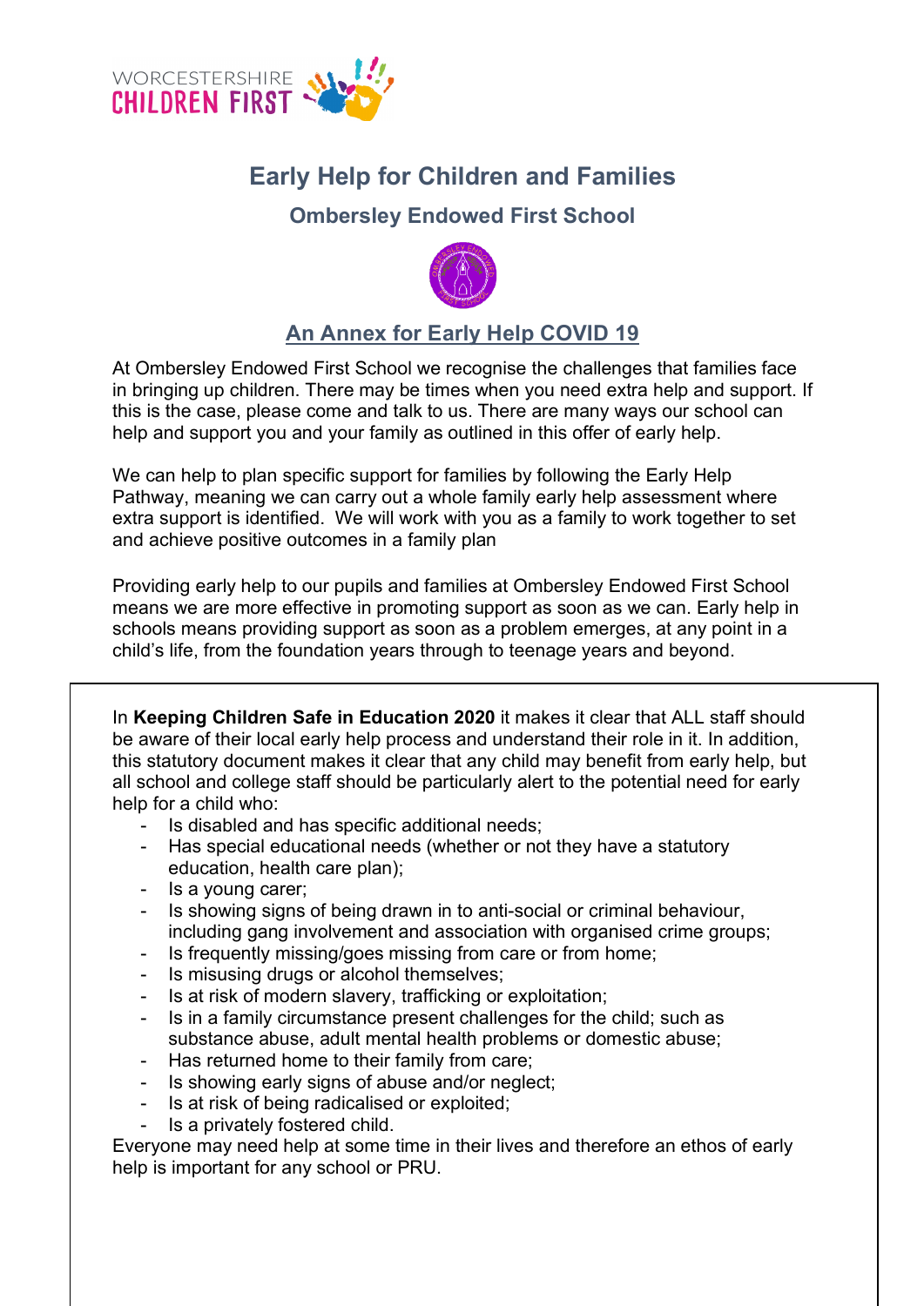# Early Help for Children and Families

## Ombersley Endowed First School

## An Annex for Early Help COVID 19

At Ombersley Endowed First School we recognise the challenges that families face in bringing up children. There may be times when you need extra help and support. If this is the case, please come and talk to us. There are many ways our school can help and support you and your family as outlined in this offer of early help.

We can help to plan specific support for families by following the Early Help Pathway, meaning we can carry out a whole family early help assessment where extra support is identified. We will work with you as a family to work together to set and achieve positive outcomes in a family plan

Providing early help to our pupils and families at Ombersley Endowed First School means we are more effective in promoting support as soon as we can. Early help in schools means providing support as soon as a problem emerges, at any point in a child's life, from the foundation years through to teenage years and beyond.

In **Keeping Children Safe in Education 2020** it makes it clear that ALL staff should be aware of their local early help process and understand their role in it. In addition, this statutory document makes it clear that any child may benefit from early help, but all school and college staff should be particularly alert to the potential need for early help for a child who:

- Is disabled and has specific additional needs;
- Has special educational needs (whether or not they have a statutory education, health care plan);
- Is a young carer;
- Is showing signs of being drawn in to anti-social or criminal behaviour, including gang involvement and association with organised crime groups;
- Is frequently missing/goes missing from care or from home;
- Is misusing drugs or alcohol themselves;
- Is at risk of modern slavery, trafficking or exploitation;
- Is in a family circumstance present challenges for the child; such as substance abuse, adult mental health problems or domestic abuse;
- Has returned home to their family from care;
- Is showing early signs of abuse and/or neglect;
- Is at risk of being radicalised or exploited;
- Is a privately fostered child.

Everyone may need help at some time in their lives and therefore an ethos of early help is important for any school or PRU.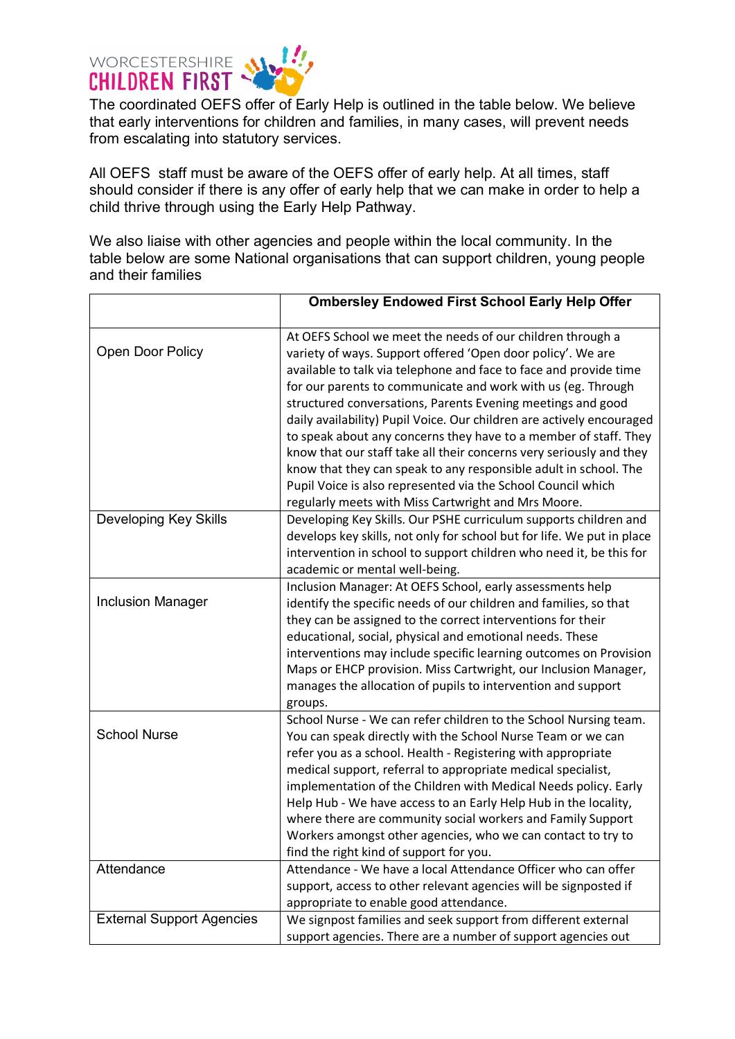The coordinated OEFS offer of Early Help is outlined in the table below. We believe that early interventions for children and families, in many cases, will prevent needs from escalating into statutory services.

All OEFS staff must be aware of the OEFS offer of early help. At all times, staff should consider if there is any offer of early help that we can make in order to help a child thrive through using the Early Help Pathway.

We also liaise with other agencies and people within the local community. In the table below are some National organisations that can support children, young people and their families

| | **Ombersley Endowed First School Early Help Offer** |
|---|---|
| Open Door Policy | At OEFS School we meet the needs of our children through a variety of ways. Support offered 'Open door policy'. We are available to talk via telephone and face to face and provide time for our parents to communicate and work with us (eg. Through structured conversations, Parents Evening meetings and good daily availability) Pupil Voice. Our children are actively encouraged to speak about any concerns they have to a member of staff. They know that our staff take all their concerns very seriously and they know that they can speak to any responsible adult in school. The Pupil Voice is also represented via the School Council which regularly meets with Miss Cartwright and Mrs Moore. |
| Developing Key Skills | Developing Key Skills. Our PSHE curriculum supports children and develops key skills, not only for school but for life. We put in place intervention in school to support children who need it, be this for academic or mental well-being. |
| Inclusion Manager | Inclusion Manager: At OEFS School, early assessments help identify the specific needs of our children and families, so that they can be assigned to the correct interventions for their educational, social, physical and emotional needs. These interventions may include specific learning outcomes on Provision Maps or EHCP provision. Miss Cartwright, our Inclusion Manager, manages the allocation of pupils to intervention and support groups. |
| School Nurse | School Nurse - We can refer children to the School Nursing team. You can speak directly with the School Nurse Team or we can refer you as a school. Health - Registering with appropriate medical support, referral to appropriate medical specialist, implementation of the Children with Medical Needs policy. Early Help Hub - We have access to an Early Help Hub in the locality, where there are community social workers and Family Support Workers amongst other agencies, who we can contact to try to find the right kind of support for you. |
| Attendance | Attendance - We have a local Attendance Officer who can offer support, access to other relevant agencies will be signposted if appropriate to enable good attendance. |
| External Support Agencies | We signpost families and seek support from different external support agencies. There are a number of support agencies out |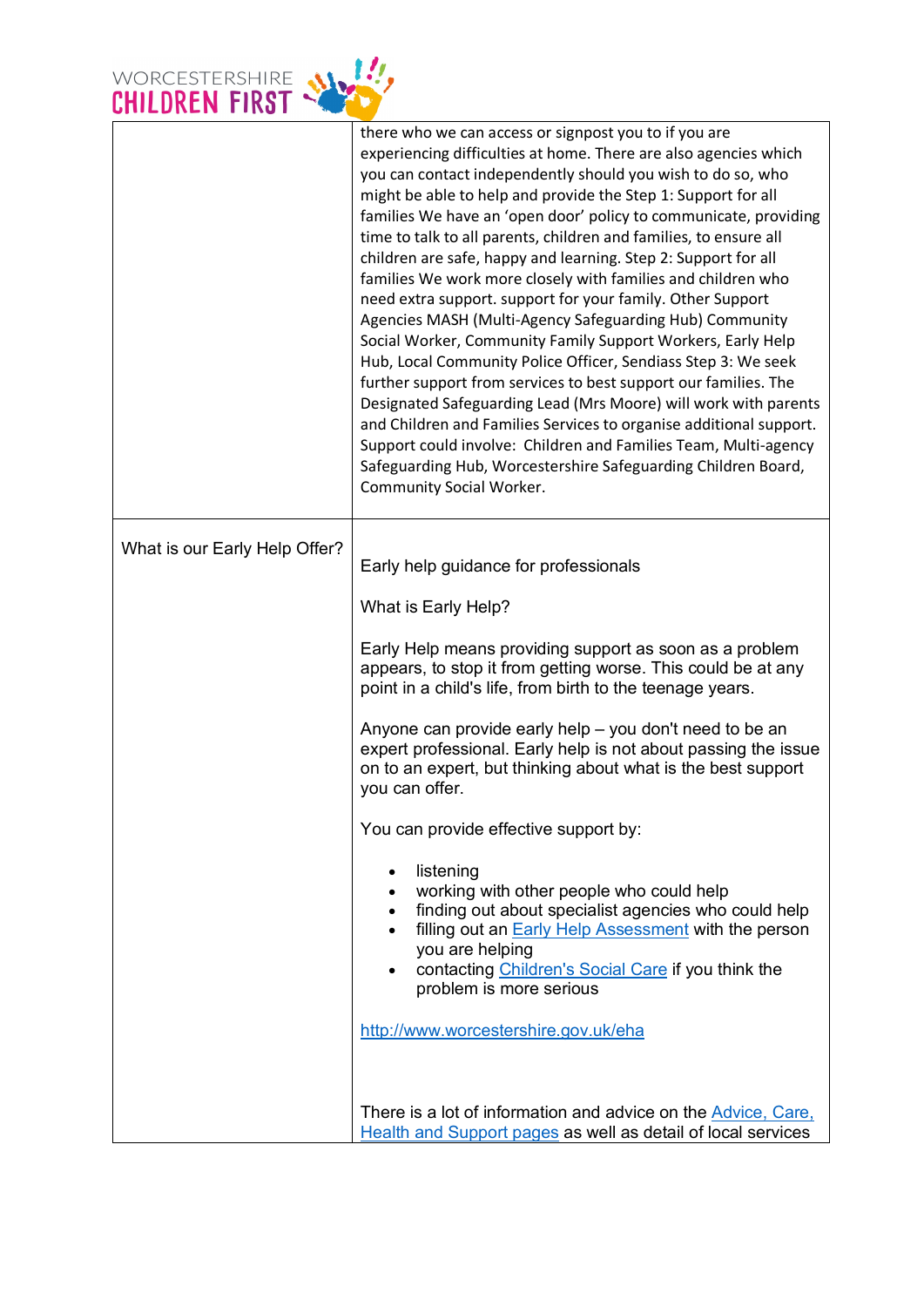| | |
|---|---|
| | there who we can access or signpost you to if you are experiencing difficulties at home. There are also agencies which you can contact independently should you wish to do so, who might be able to help and provide the Step 1: Support for all families We have an 'open door' policy to communicate, providing time to talk to all parents, children and families, to ensure all children are safe, happy and learning. Step 2: Support for all families We work more closely with families and children who need extra support. support for your family. Other Support Agencies MASH (Multi-Agency Safeguarding Hub) Community Social Worker, Community Family Support Workers, Early Help Hub, Local Community Police Officer, Sendiass Step 3: We seek further support from services to best support our families. The Designated Safeguarding Lead (Mrs Moore) will work with parents and Children and Families Services to organise additional support. Support could involve: Children and Families Team, Multi-agency Safeguarding Hub, Worcestershire Safeguarding Children Board, Community Social Worker. |
| What is our Early Help Offer? | Early help guidance for professionals<br><br>What is Early Help?<br><br>Early Help means providing support as soon as a problem appears, to stop it from getting worse. This could be at any point in a child's life, from birth to the teenage years.<br><br>Anyone can provide early help – you don't need to be an expert professional. Early help is not about passing the issue on to an expert, but thinking about what is the best support you can offer.<br><br>You can provide effective support by:<br><br>• listening<br>• working with other people who could help<br>• finding out about specialist agencies who could help<br>• filling out an Early Help Assessment with the person you are helping<br>• contacting Children's Social Care if you think the problem is more serious<br><br>http://www.worcestershire.gov.uk/eha<br><br>There is a lot of information and advice on the Advice, Care, Health and Support pages as well as detail of local services |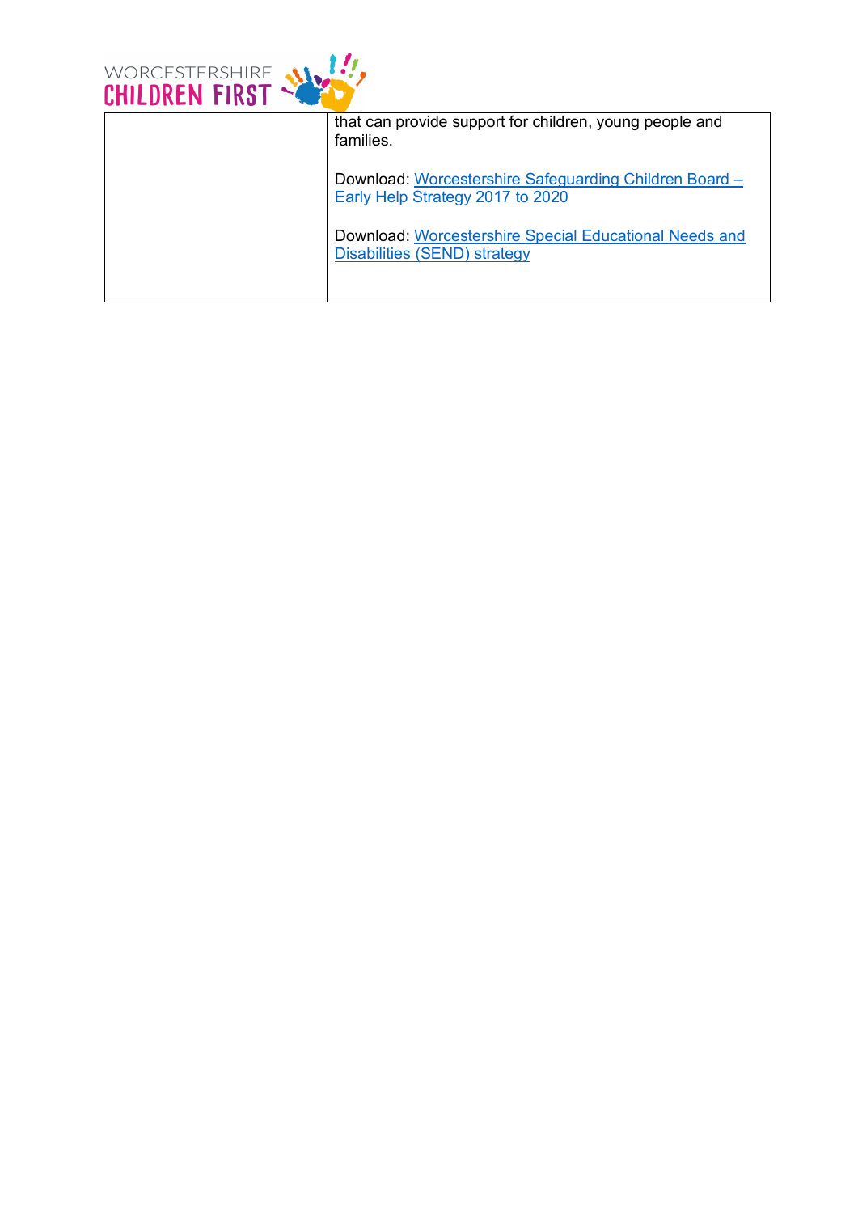| | |
|---|---|
| | that can provide support for children, young people and families.<br><br>Download: Worcestershire Safeguarding Children Board – Early Help Strategy 2017 to 2020<br><br>Download: Worcestershire Special Educational Needs and Disabilities (SEND) strategy |